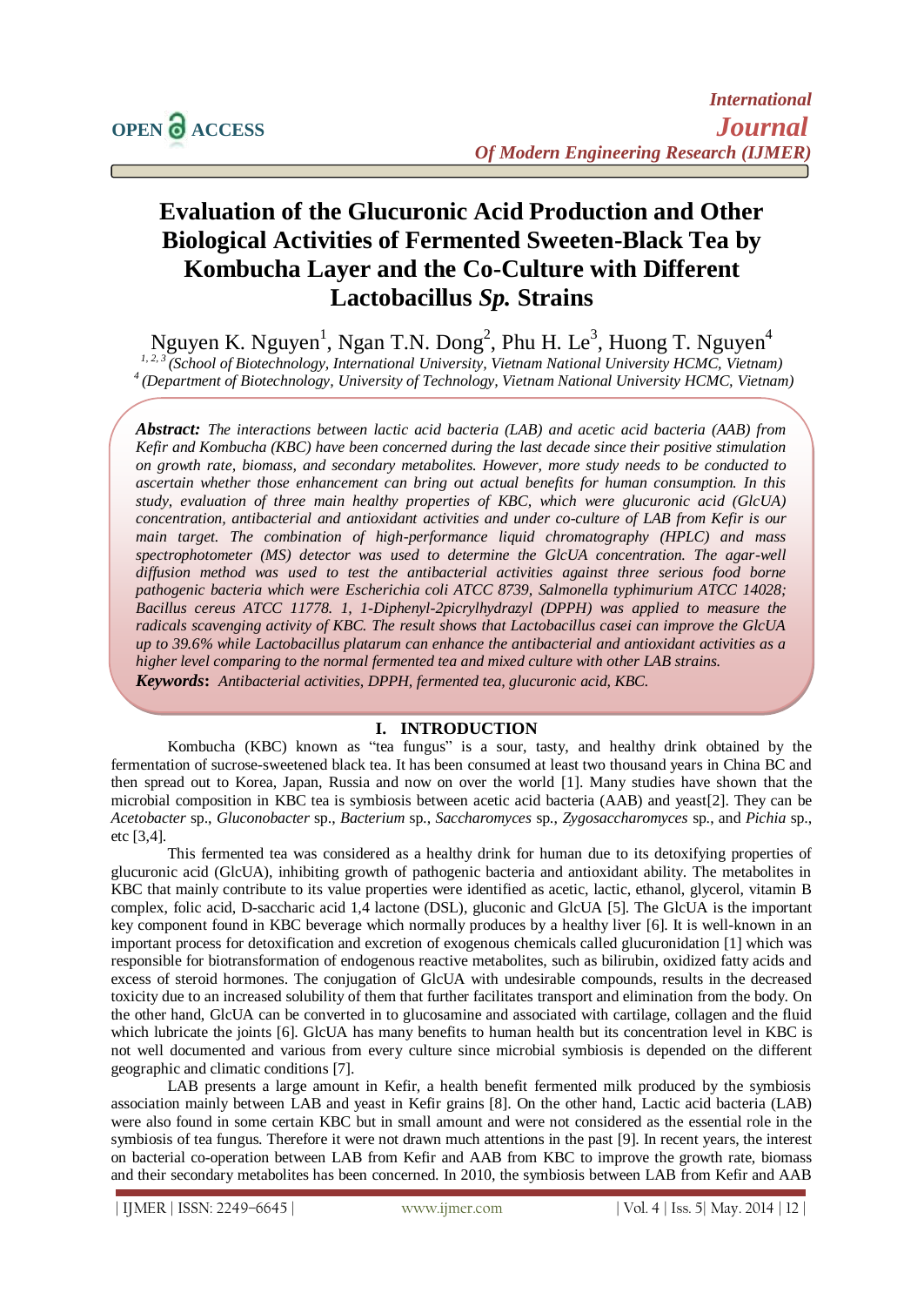# Evaluation of the Glucuronic Acid Production and Other Biological Activities of Fermented Sweeten-Black Tea by Kombucha Layer and the Co-Culture with Different Lactobacillus *Sp.* Strains

Nguyen K. Nguyen[1], Ngan T.N. Dong[2], Phu H. Le[3], Huong T. Nguyen[4]

[1, 2, 3] *(School of Biotechnology, International University, Vietnam National University HCMC, Vietnam)*
[4] *(Department of Biotechnology, University of Technology, Vietnam National University HCMC, Vietnam)*

***Abstract:*** *The interactions between lactic acid bacteria (LAB) and acetic acid bacteria (AAB) from Kefir and Kombucha (KBC) have been concerned during the last decade since their positive stimulation on growth rate, biomass, and secondary metabolites. However, more study needs to be conducted to ascertain whether those enhancement can bring out actual benefits for human consumption. In this study, evaluation of three main healthy properties of KBC, which were glucuronic acid (GlcUA) concentration, antibacterial and antioxidant activities and under co-culture of LAB from Kefir is our main target. The combination of high-performance liquid chromatography (HPLC) and mass spectrophotometer (MS) detector was used to determine the GlcUA concentration. The agar-well diffusion method was used to test the antibacterial activities against three serious food borne pathogenic bacteria which were Escherichia coli ATCC 8739, Salmonella typhimurium ATCC 14028; Bacillus cereus ATCC 11778. 1, 1-Diphenyl-2picrylhydrazyl (DPPH) was applied to measure the radicals scavenging activity of KBC. The result shows that Lactobacillus casei can improve the GlcUA up to 39.6% while Lactobacillus platarum can enhance the antibacterial and antioxidant activities as a higher level comparing to the normal fermented tea and mixed culture with other LAB strains.*

***Keywords*:** *Antibacterial activities, DPPH, fermented tea, glucuronic acid, KBC.*

## I. INTRODUCTION

Kombucha (KBC) known as "tea fungus" is a sour, tasty, and healthy drink obtained by the fermentation of sucrose-sweetened black tea. It has been consumed at least two thousand years in China BC and then spread out to Korea, Japan, Russia and now on over the world [1]. Many studies have shown that the microbial composition in KBC tea is symbiosis between acetic acid bacteria (AAB) and yeast[2]. They can be *Acetobacter* sp., *Gluconobacter* sp., *Bacterium* sp., *Saccharomyces* sp., *Zygosaccharomyces* sp., and *Pichia* sp., etc [3,4].

This fermented tea was considered as a healthy drink for human due to its detoxifying properties of glucuronic acid (GlcUA), inhibiting growth of pathogenic bacteria and antioxidant ability. The metabolites in KBC that mainly contribute to its value properties were identified as acetic, lactic, ethanol, glycerol, vitamin B complex, folic acid, D-saccharic acid 1,4 lactone (DSL), gluconic and GlcUA [5]. The GlcUA is the important key component found in KBC beverage which normally produces by a healthy liver [6]. It is well-known in an important process for detoxification and excretion of exogenous chemicals called glucuronidation [1] which was responsible for biotransformation of endogenous reactive metabolites, such as bilirubin, oxidized fatty acids and excess of steroid hormones. The conjugation of GlcUA with undesirable compounds, results in the decreased toxicity due to an increased solubility of them that further facilitates transport and elimination from the body. On the other hand, GlcUA can be converted in to glucosamine and associated with cartilage, collagen and the fluid which lubricate the joints [6]. GlcUA has many benefits to human health but its concentration level in KBC is not well documented and various from every culture since microbial symbiosis is depended on the different geographic and climatic conditions [7].

LAB presents a large amount in Kefir, a health benefit fermented milk produced by the symbiosis association mainly between LAB and yeast in Kefir grains [8]. On the other hand, Lactic acid bacteria (LAB) were also found in some certain KBC but in small amount and were not considered as the essential role in the symbiosis of tea fungus. Therefore it were not drawn much attentions in the past [9]. In recent years, the interest on bacterial co-operation between LAB from Kefir and AAB from KBC to improve the growth rate, biomass and their secondary metabolites has been concerned. In 2010, the symbiosis between LAB from Kefir and AAB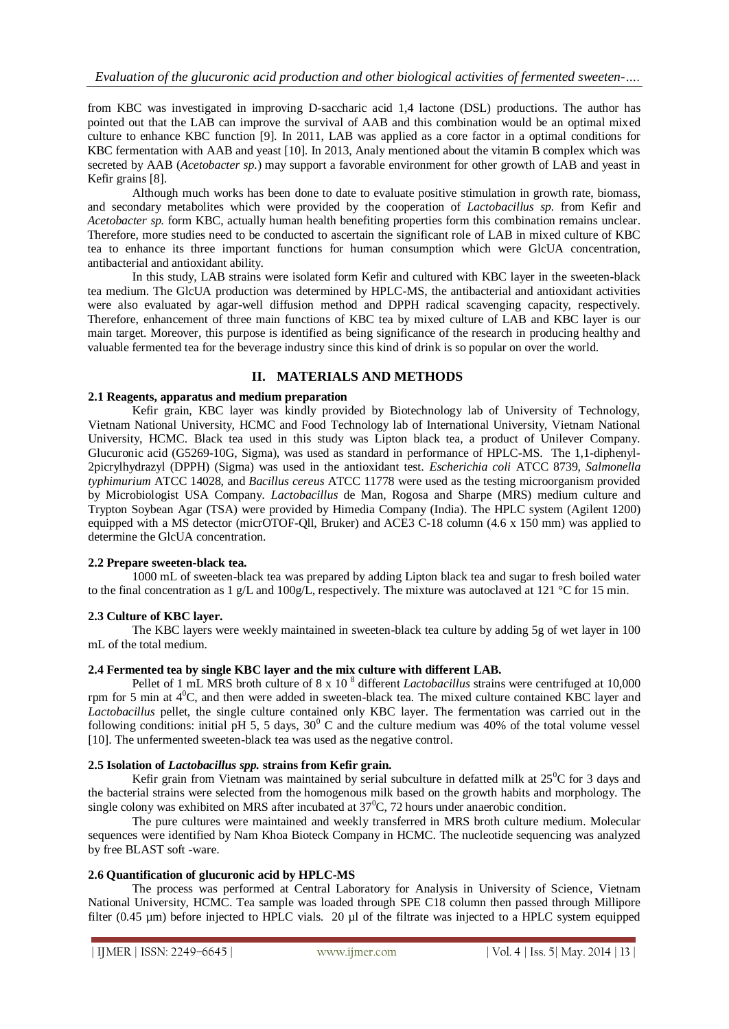from KBC was investigated in improving D-saccharic acid 1,4 lactone (DSL) productions. The author has pointed out that the LAB can improve the survival of AAB and this combination would be an optimal mixed culture to enhance KBC function [9]. In 2011, LAB was applied as a core factor in a optimal conditions for KBC fermentation with AAB and yeast [10]. In 2013, Analy mentioned about the vitamin B complex which was secreted by AAB (*Acetobacter sp.*) may support a favorable environment for other growth of LAB and yeast in Kefir grains [8].

Although much works has been done to date to evaluate positive stimulation in growth rate, biomass, and secondary metabolites which were provided by the cooperation of *Lactobacillus sp.* from Kefir and *Acetobacter sp.* form KBC, actually human health benefiting properties form this combination remains unclear. Therefore, more studies need to be conducted to ascertain the significant role of LAB in mixed culture of KBC tea to enhance its three important functions for human consumption which were GlcUA concentration, antibacterial and antioxidant ability.

In this study, LAB strains were isolated form Kefir and cultured with KBC layer in the sweeten-black tea medium. The GlcUA production was determined by HPLC-MS, the antibacterial and antioxidant activities were also evaluated by agar-well diffusion method and DPPH radical scavenging capacity, respectively. Therefore, enhancement of three main functions of KBC tea by mixed culture of LAB and KBC layer is our main target. Moreover, this purpose is identified as being significance of the research in producing healthy and valuable fermented tea for the beverage industry since this kind of drink is so popular on over the world.

## II. MATERIALS AND METHODS

### 2.1 Reagents, apparatus and medium preparation

Kefir grain, KBC layer was kindly provided by Biotechnology lab of University of Technology, Vietnam National University, HCMC and Food Technology lab of International University, Vietnam National University, HCMC. Black tea used in this study was Lipton black tea, a product of Unilever Company. Glucuronic acid (G5269-10G, Sigma), was used as standard in performance of HPLC-MS. The 1,1-diphenyl-2picrylhydrazyl (DPPH) (Sigma) was used in the antioxidant test. *Escherichia coli* ATCC 8739, *Salmonella typhimurium* ATCC 14028, and *Bacillus cereus* ATCC 11778 were used as the testing microorganism provided by Microbiologist USA Company. *Lactobacillus* de Man, Rogosa and Sharpe (MRS) medium culture and Trypton Soybean Agar (TSA) were provided by Himedia Company (India). The HPLC system (Agilent 1200) equipped with a MS detector (micrOTOF-Qll, Bruker) and ACE3 C-18 column (4.6 x 150 mm) was applied to determine the GlcUA concentration.

### 2.2 Prepare sweeten-black tea.

1000 mL of sweeten-black tea was prepared by adding Lipton black tea and sugar to fresh boiled water to the final concentration as 1 g/L and 100g/L, respectively. The mixture was autoclaved at 121 °C for 15 min.

### 2.3 Culture of KBC layer.

The KBC layers were weekly maintained in sweeten-black tea culture by adding 5g of wet layer in 100 mL of the total medium.

### 2.4 Fermented tea by single KBC layer and the mix culture with different LAB.

Pellet of 1 mL MRS broth culture of $8 \times 10^{8}$ different *Lactobacillus* strains were centrifuged at 10,000 rpm for 5 min at $4^0$C, and then were added in sweeten-black tea. The mixed culture contained KBC layer and *Lactobacillus* pellet, the single culture contained only KBC layer. The fermentation was carried out in the following conditions: initial pH 5, 5 days, $30^0$ C and the culture medium was 40% of the total volume vessel [10]. The unfermented sweeten-black tea was used as the negative control.

### 2.5 Isolation of *Lactobacillus spp.* strains from Kefir grain.

Kefir grain from Vietnam was maintained by serial subculture in defatted milk at $25^0$C for 3 days and the bacterial strains were selected from the homogenous milk based on the growth habits and morphology. The single colony was exhibited on MRS after incubated at $37^0$C, 72 hours under anaerobic condition.

The pure cultures were maintained and weekly transferred in MRS broth culture medium. Molecular sequences were identified by Nam Khoa Bioteck Company in HCMC. The nucleotide sequencing was analyzed by free BLAST soft -ware.

### 2.6 Quantification of glucuronic acid by HPLC-MS

The process was performed at Central Laboratory for Analysis in University of Science, Vietnam National University, HCMC. Tea sample was loaded through SPE C18 column then passed through Millipore filter (0.45 µm) before injected to HPLC vials. 20 µl of the filtrate was injected to a HPLC system equipped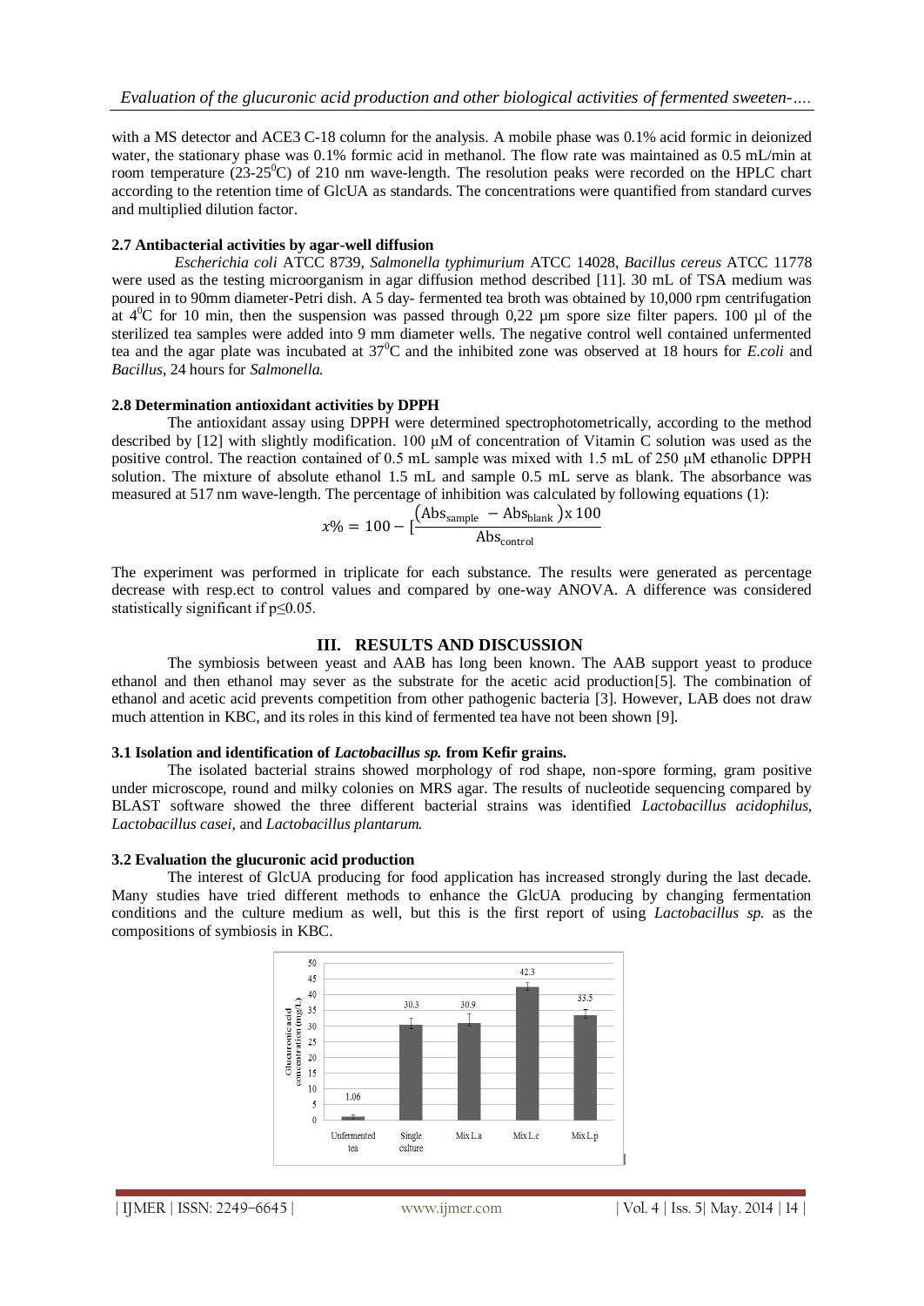with a MS detector and ACE3 C-18 column for the analysis. A mobile phase was 0.1% acid formic in deionized water, the stationary phase was 0.1% formic acid in methanol. The flow rate was maintained as 0.5 mL/min at room temperature (23-25$^0$C) of 210 nm wave-length. The resolution peaks were recorded on the HPLC chart according to the retention time of GlcUA as standards. The concentrations were quantified from standard curves and multiplied dilution factor.

**2.7 Antibacterial activities by agar-well diffusion**

*Escherichia coli* ATCC 8739, *Salmonella typhimurium* ATCC 14028, *Bacillus cereus* ATCC 11778 were used as the testing microorganism in agar diffusion method described [11]. 30 mL of TSA medium was poured in to 90mm diameter-Petri dish. A 5 day- fermented tea broth was obtained by 10,000 rpm centrifugation at 4$^0$C for 10 min, then the suspension was passed through 0,22 µm spore size filter papers. 100 µl of the sterilized tea samples were added into 9 mm diameter wells. The negative control well contained unfermented tea and the agar plate was incubated at 37$^0$C and the inhibited zone was observed at 18 hours for *E.coli* and *Bacillus*, 24 hours for *Salmonella.*

**2.8 Determination antioxidant activities by DPPH**

The antioxidant assay using DPPH were determined spectrophotometrically, according to the method described by [12] with slightly modification. 100 µM of concentration of Vitamin C solution was used as the positive control. The reaction contained of 0.5 mL sample was mixed with 1.5 mL of 250 µM ethanolic DPPH solution. The mixture of absolute ethanol 1.5 mL and sample 0.5 mL serve as blank. The absorbance was measured at 517 nm wave-length. The percentage of inhibition was calculated by following equations (1):

$$x\% = 100 - [\frac{(\text{Abs}_{\text{sample}} - \text{Abs}_{\text{blank}})\text{x } 100}{\text{Abs}_{\text{control}}}$$

The experiment was performed in triplicate for each substance. The results were generated as percentage decrease with resp.ect to control values and compared by one-way ANOVA. A difference was considered statistically significant if $p \leq 0.05$.

## III. RESULTS AND DISCUSSION

The symbiosis between yeast and AAB has long been known. The AAB support yeast to produce ethanol and then ethanol may sever as the substrate for the acetic acid production[5]. The combination of ethanol and acetic acid prevents competition from other pathogenic bacteria [3]. However, LAB does not draw much attention in KBC, and its roles in this kind of fermented tea have not been shown [9].

**3.1 Isolation and identification of *Lactobacillus sp.* from Kefir grains.**

The isolated bacterial strains showed morphology of rod shape, non-spore forming, gram positive under microscope, round and milky colonies on MRS agar. The results of nucleotide sequencing compared by BLAST software showed the three different bacterial strains was identified *Lactobacillus acidophilus*, *Lactobacillus casei*, and *Lactobacillus plantarum.*

**3.2 Evaluation the glucuronic acid production**

The interest of GlcUA producing for food application has increased strongly during the last decade. Many studies have tried different methods to enhance the GlcUA producing by changing fermentation conditions and the culture medium as well, but this is the first report of using *Lactobacillus sp.* as the compositions of symbiosis in KBC.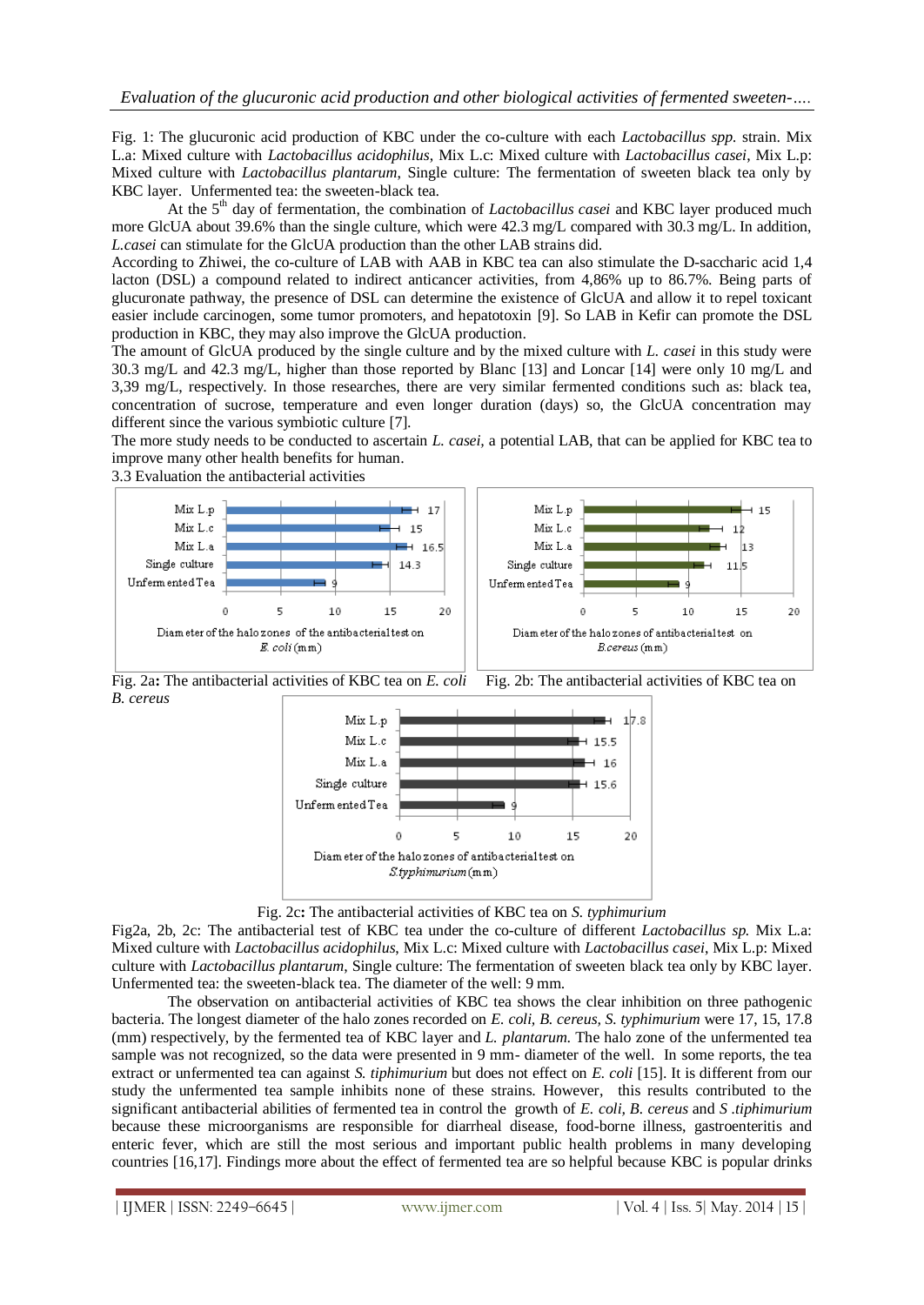Fig. 1: The glucuronic acid production of KBC under the co-culture with each *Lactobacillus spp.* strain. Mix L.a: Mixed culture with *Lactobacillus acidophilus*, Mix L.c: Mixed culture with *Lactobacillus casei*, Mix L.p: Mixed culture with *Lactobacillus plantarum*, Single culture: The fermentation of sweeten black tea only by KBC layer. Unfermented tea: the sweeten-black tea.

At the 5th day of fermentation, the combination of *Lactobacillus casei* and KBC layer produced much more GlcUA about 39.6% than the single culture, which were 42.3 mg/L compared with 30.3 mg/L. In addition, *L.casei* can stimulate for the GlcUA production than the other LAB strains did.

According to Zhiwei, the co-culture of LAB with AAB in KBC tea can also stimulate the D-saccharic acid 1,4 lacton (DSL) a compound related to indirect anticancer activities, from 4,86% up to 86.7%. Being parts of glucuronate pathway, the presence of DSL can determine the existence of GlcUA and allow it to repel toxicant easier include carcinogen, some tumor promoters, and hepatotoxin [9]. So LAB in Kefir can promote the DSL production in KBC, they may also improve the GlcUA production.

The amount of GlcUA produced by the single culture and by the mixed culture with *L. casei* in this study were 30.3 mg/L and 42.3 mg/L, higher than those reported by Blanc [13] and Loncar [14] were only 10 mg/L and 3,39 mg/L, respectively. In those researches, there are very similar fermented conditions such as: black tea, concentration of sucrose, temperature and even longer duration (days) so, the GlcUA concentration may different since the various symbiotic culture [7].

The more study needs to be conducted to ascertain *L. casei*, a potential LAB, that can be applied for KBC tea to improve many other health benefits for human.

3.3 Evaluation the antibacterial activities

| | Diameter of the halo zones of the antibacterial test on *E. coli* (mm) |
|---|---|
| Mix L.p | 17 |
| Mix L.c | 15 |
| Mix L.a | 16.5 |
| Single culture | 14.3 |
| Unfermented Tea | 9 |

Fig. 2a**:** The antibacterial activities of KBC tea on *E. coli*

| | Diameter of the halo zones of antibacterial test on *B.cereus* (mm) |
|---|---|
| Mix L.p | 15 |
| Mix L.c | 12 |
| Mix L.a | 13 |
| Single culture | 11.5 |
| Unfermented Tea | 9 |

Fig. 2b: The antibacterial activities of KBC tea on *B. cereus*

| | Diameter of the halo zones of antibacterial test on *S.typhimurium* (mm) |
|---|---|
| Mix L.p | 17.8 |
| Mix L.c | 15.5 |
| Mix L.a | 16 |
| Single culture | 15.6 |
| Unfermented Tea | 9 |

Fig. 2c**:** The antibacterial activities of KBC tea on *S. typhimurium*

Fig2a, 2b, 2c: The antibacterial test of KBC tea under the co-culture of different *Lactobacillus sp.* Mix L.a: Mixed culture with *Lactobacillus acidophilus*, Mix L.c: Mixed culture with *Lactobacillus casei*, Mix L.p: Mixed culture with *Lactobacillus plantarum*, Single culture: The fermentation of sweeten black tea only by KBC layer. Unfermented tea: the sweeten-black tea. The diameter of the well: 9 mm.

The observation on antibacterial activities of KBC tea shows the clear inhibition on three pathogenic bacteria. The longest diameter of the halo zones recorded on *E. coli*, *B. cereus*, *S. typhimurium* were 17, 15, 17.8 (mm) respectively, by the fermented tea of KBC layer and *L. plantarum*. The halo zone of the unfermented tea sample was not recognized, so the data were presented in 9 mm- diameter of the well. In some reports, the tea extract or unfermented tea can against *S. tiphimurium* but does not effect on *E. coli* [15]. It is different from our study the unfermented tea sample inhibits none of these strains. However, this results contributed to the significant antibacterial abilities of fermented tea in control the growth of *E. coli*, *B. cereus* and *S .tiphimurium* because these microorganisms are responsible for diarrheal disease, food-borne illness, gastroenteritis and enteric fever, which are still the most serious and important public health problems in many developing countries [16,17]. Findings more about the effect of fermented tea are so helpful because KBC is popular drinks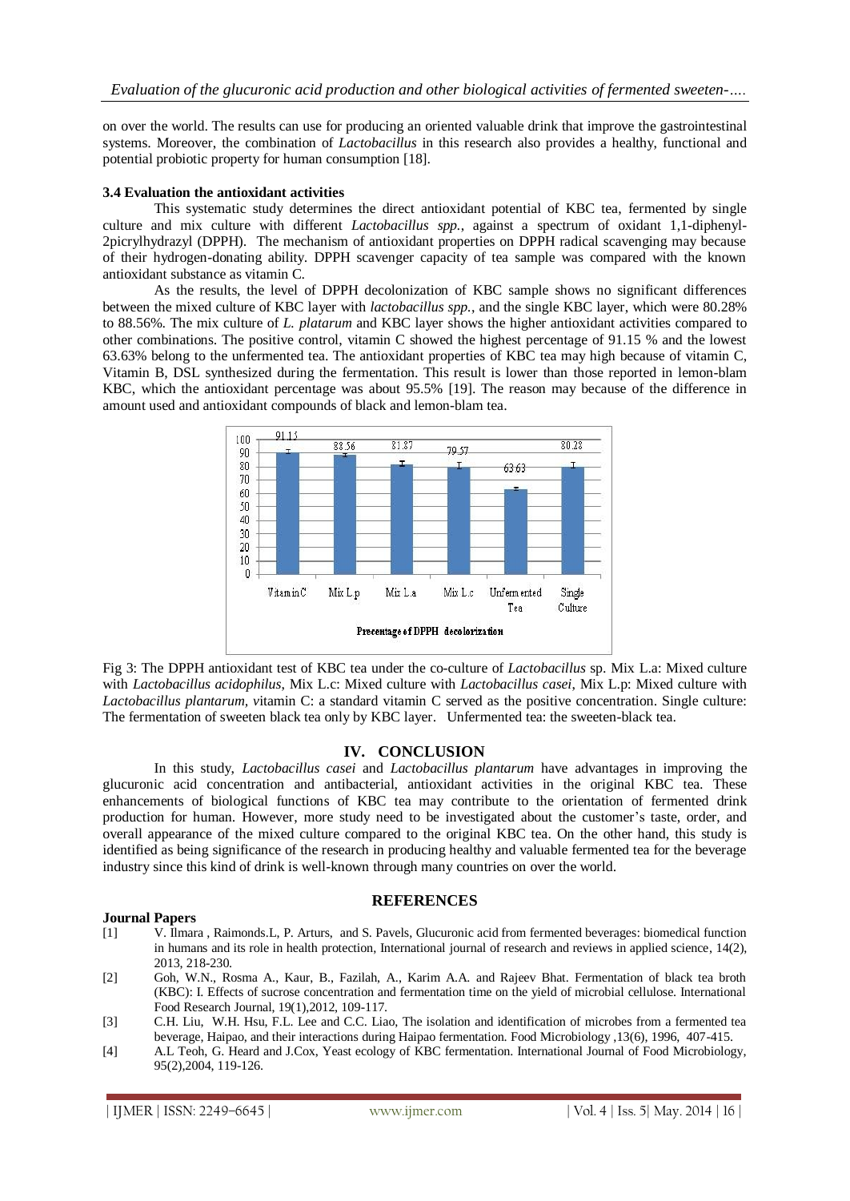on over the world. The results can use for producing an oriented valuable drink that improve the gastrointestinal systems. Moreover, the combination of *Lactobacillus* in this research also provides a healthy, functional and potential probiotic property for human consumption [18].

### 3.4 Evaluation the antioxidant activities

This systematic study determines the direct antioxidant potential of KBC tea, fermented by single culture and mix culture with different *Lactobacillus spp.*, against a spectrum of oxidant 1,1-diphenyl-2picrylhydrazyl (DPPH). The mechanism of antioxidant properties on DPPH radical scavenging may because of their hydrogen-donating ability. DPPH scavenger capacity of tea sample was compared with the known antioxidant substance as vitamin C.

As the results, the level of DPPH decolonization of KBC sample shows no significant differences between the mixed culture of KBC layer with *lactobacillus spp.*, and the single KBC layer, which were 80.28% to 88.56%. The mix culture of *L. platarum* and KBC layer shows the higher antioxidant activities compared to other combinations. The positive control, vitamin C showed the highest percentage of 91.15 % and the lowest 63.63% belong to the unfermented tea. The antioxidant properties of KBC tea may high because of vitamin C, Vitamin B, DSL synthesized during the fermentation. This result is lower than those reported in lemon-blam KBC, which the antioxidant percentage was about 95.5% [19]. The reason may because of the difference in amount used and antioxidant compounds of black and lemon-blam tea.

| | Vitamin C | Mix L.p | Mix L.a | Mix L.c | Unfermented Tea | Single Culture |
|---|---|---|---|---|---|---|
| Precentage of DPPH decolorization | 91.15 | 88.56 | 81.87 | 79.57 | 63.63 | 80.28 |

Fig 3: The DPPH antioxidant test of KBC tea under the co-culture of *Lactobacillus* sp. Mix L.a: Mixed culture with *Lactobacillus acidophilus*, Mix L.c: Mixed culture with *Lactobacillus casei*, Mix L.p: Mixed culture with *Lactobacillus plantarum*, vitamin C: a standard vitamin C served as the positive concentration. Single culture: The fermentation of sweeten black tea only by KBC layer. Unfermented tea: the sweeten-black tea.

## IV. CONCLUSION

In this study, *Lactobacillus casei* and *Lactobacillus plantarum* have advantages in improving the glucuronic acid concentration and antibacterial, antioxidant activities in the original KBC tea. These enhancements of biological functions of KBC tea may contribute to the orientation of fermented drink production for human. However, more study need to be investigated about the customer's taste, order, and overall appearance of the mixed culture compared to the original KBC tea. On the other hand, this study is identified as being significance of the research in producing healthy and valuable fermented tea for the beverage industry since this kind of drink is well-known through many countries on over the world.

## REFERENCES

**Journal Papers**

[1] V. Ilmara , Raimonds.L, P. Arturs, and S. Pavels, Glucuronic acid from fermented beverages: biomedical function in humans and its role in health protection, International journal of research and reviews in applied science, 14(2), 2013, 218-230.

[2] Goh, W.N., Rosma A., Kaur, B., Fazilah, A., Karim A.A. and Rajeev Bhat. Fermentation of black tea broth (KBC): I. Effects of sucrose concentration and fermentation time on the yield of microbial cellulose. International Food Research Journal, 19(1),2012, 109-117.

[3] C.H. Liu, W.H. Hsu, F.L. Lee and C.C. Liao, The isolation and identification of microbes from a fermented tea beverage, Haipao, and their interactions during Haipao fermentation. Food Microbiology ,13(6), 1996, 407-415.

[4] A.L Teoh, G. Heard and J.Cox, Yeast ecology of KBC fermentation. International Journal of Food Microbiology, 95(2),2004, 119-126.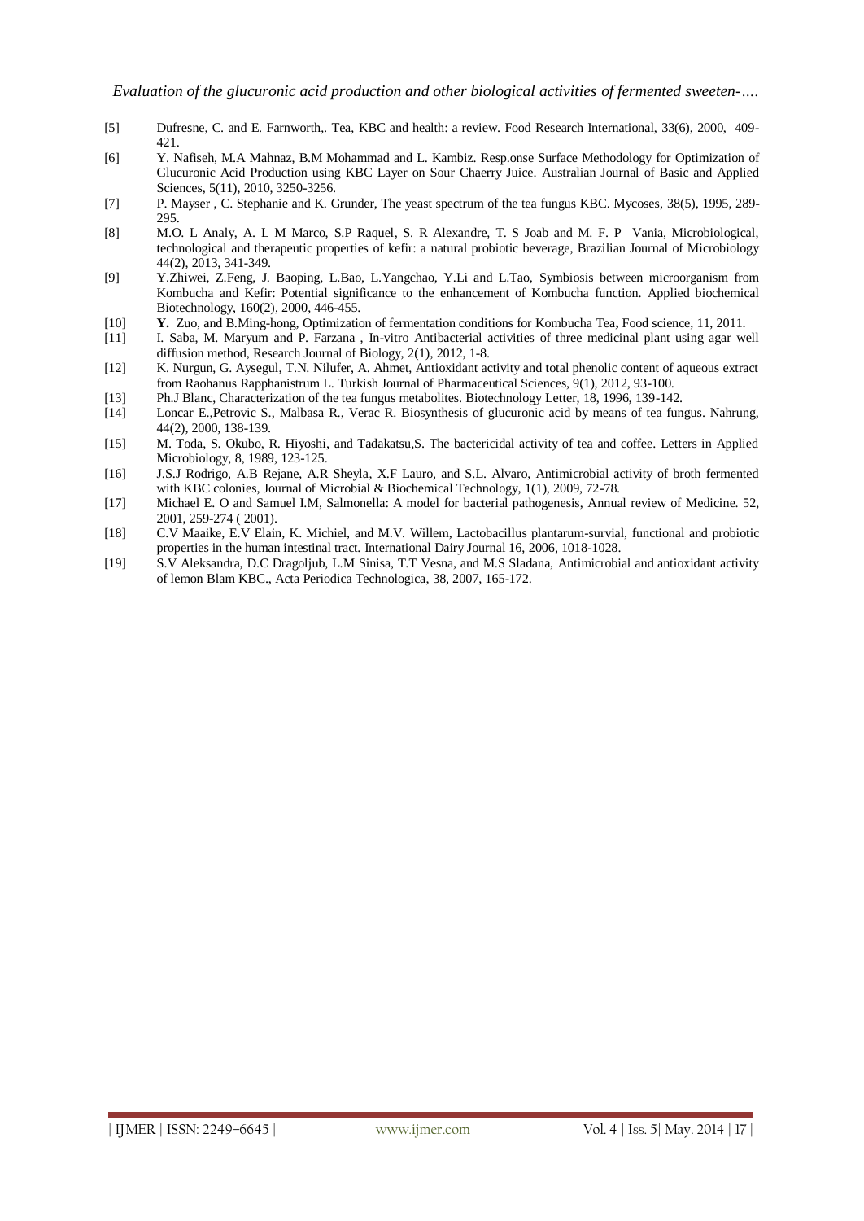[5] Dufresne, C. and E. Farnworth,. Tea, KBC and health: a review. Food Research International, 33(6), 2000, 409-421.

[6] Y. Nafiseh, M.A Mahnaz, B.M Mohammad and L. Kambiz. Resp.onse Surface Methodology for Optimization of Glucuronic Acid Production using KBC Layer on Sour Chaerry Juice. Australian Journal of Basic and Applied Sciences, 5(11), 2010, 3250-3256.

[7] P. Mayser , C. Stephanie and K. Grunder, The yeast spectrum of the tea fungus KBC. Mycoses, 38(5), 1995, 289-295.

[8] M.O. L Analy, A. L M Marco, S.P Raquel, S. R Alexandre, T. S Joab and M. F. P Vania, Microbiological, technological and therapeutic properties of kefir: a natural probiotic beverage, Brazilian Journal of Microbiology 44(2), 2013, 341-349.

[9] Y.Zhiwei, Z.Feng, J. Baoping, L.Bao, L.Yangchao, Y.Li and L.Tao, Symbiosis between microorganism from Kombucha and Kefir: Potential significance to the enhancement of Kombucha function. Applied biochemical Biotechnology, 160(2), 2000, 446-455.

[10] **Y.** Zuo, and B.Ming-hong, Optimization of fermentation conditions for Kombucha Tea**,** Food science, 11, 2011.

[11] I. Saba, M. Maryum and P. Farzana , In-vitro Antibacterial activities of three medicinal plant using agar well diffusion method, Research Journal of Biology, 2(1), 2012, 1-8.

[12] K. Nurgun, G. Aysegul, T.N. Nilufer, A. Ahmet, Antioxidant activity and total phenolic content of aqueous extract from Raohanus Rapphanistrum L. Turkish Journal of Pharmaceutical Sciences, 9(1), 2012, 93-100.

[13] Ph.J Blanc, Characterization of the tea fungus metabolites. Biotechnology Letter, 18, 1996, 139-142.

[14] Loncar E.,Petrovic S., Malbasa R., Verac R. Biosynthesis of glucuronic acid by means of tea fungus. Nahrung, 44(2), 2000, 138-139.

[15] M. Toda, S. Okubo, R. Hiyoshi, and Tadakatsu,S. The bactericidal activity of tea and coffee. Letters in Applied Microbiology, 8, 1989, 123-125.

[16] J.S.J Rodrigo, A.B Rejane, A.R Sheyla, X.F Lauro, and S.L. Alvaro, Antimicrobial activity of broth fermented with KBC colonies, Journal of Microbial & Biochemical Technology, 1(1), 2009, 72-78.

[17] Michael E. O and Samuel I.M, Salmonella: A model for bacterial pathogenesis, Annual review of Medicine. 52, 2001, 259-274 ( 2001).

[18] C.V Maaike, E.V Elain, K. Michiel, and M.V. Willem, Lactobacillus plantarum-survial, functional and probiotic properties in the human intestinal tract. International Dairy Journal 16, 2006, 1018-1028.

[19] S.V Aleksandra, D.C Dragoljub, L.M Sinisa, T.T Vesna, and M.S Sladana, Antimicrobial and antioxidant activity of lemon Blam KBC., Acta Periodica Technologica, 38, 2007, 165-172.